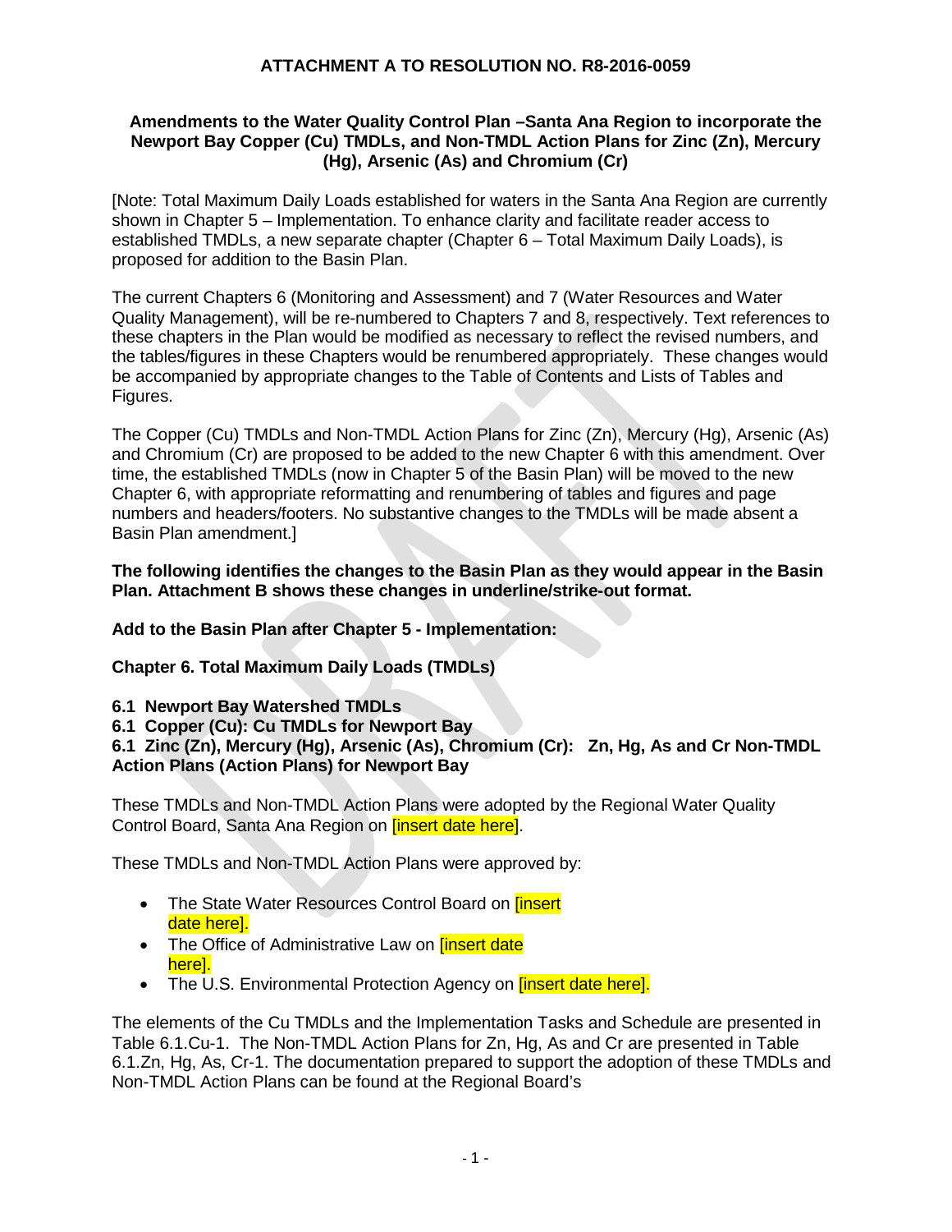# ATTACHMENT A TO RESOLUTION NO. R8-2016-0059

## Amendments to the Water Quality Control Plan –Santa Ana Region to incorporate the Newport Bay Copper (Cu) TMDLs, and Non-TMDL Action Plans for Zinc (Zn), Mercury (Hg), Arsenic (As) and Chromium (Cr)

[Note: Total Maximum Daily Loads established for waters in the Santa Ana Region are currently shown in Chapter 5 – Implementation. To enhance clarity and facilitate reader access to established TMDLs, a new separate chapter (Chapter 6 – Total Maximum Daily Loads), is proposed for addition to the Basin Plan.

The current Chapters 6 (Monitoring and Assessment) and 7 (Water Resources and Water Quality Management), will be re-numbered to Chapters 7 and 8, respectively. Text references to these chapters in the Plan would be modified as necessary to reflect the revised numbers, and the tables/figures in these Chapters would be renumbered appropriately. These changes would be accompanied by appropriate changes to the Table of Contents and Lists of Tables and Figures.

The Copper (Cu) TMDLs and Non-TMDL Action Plans for Zinc (Zn), Mercury (Hg), Arsenic (As) and Chromium (Cr) are proposed to be added to the new Chapter 6 with this amendment. Over time, the established TMDLs (now in Chapter 5 of the Basin Plan) will be moved to the new Chapter 6, with appropriate reformatting and renumbering of tables and figures and page numbers and headers/footers. No substantive changes to the TMDLs will be made absent a Basin Plan amendment.]

**The following identifies the changes to the Basin Plan as they would appear in the Basin Plan. Attachment B shows these changes in underline/strike-out format.**

**Add to the Basin Plan after Chapter 5 - Implementation:**

**Chapter 6. Total Maximum Daily Loads (TMDLs)**

**6.1 Newport Bay Watershed TMDLs**
**6.1 Copper (Cu): Cu TMDLs for Newport Bay**
**6.1 Zinc (Zn), Mercury (Hg), Arsenic (As), Chromium (Cr): Zn, Hg, As and Cr Non-TMDL Action Plans (Action Plans) for Newport Bay**

These TMDLs and Non-TMDL Action Plans were adopted by the Regional Water Quality Control Board, Santa Ana Region on [insert date here].

These TMDLs and Non-TMDL Action Plans were approved by:

- The State Water Resources Control Board on [insert date here].
- The Office of Administrative Law on [insert date here].
- The U.S. Environmental Protection Agency on [insert date here].

The elements of the Cu TMDLs and the Implementation Tasks and Schedule are presented in Table 6.1.Cu-1. The Non-TMDL Action Plans for Zn, Hg, As and Cr are presented in Table 6.1.Zn, Hg, As, Cr-1. The documentation prepared to support the adoption of these TMDLs and Non-TMDL Action Plans can be found at the Regional Board's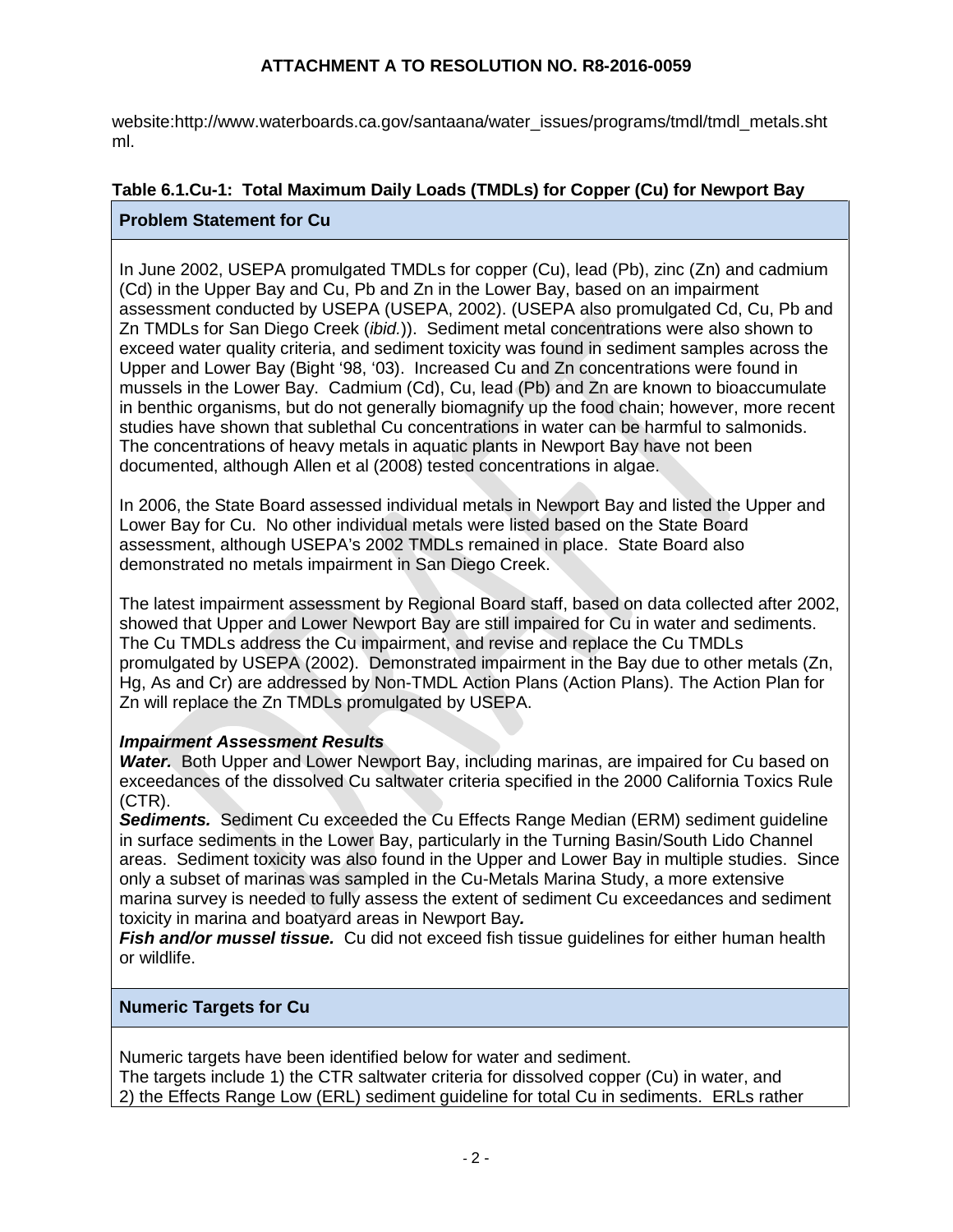website:http://www.waterboards.ca.gov/santaana/water_issues/programs/tmdl/tmdl_metals.shtml.

**Table 6.1.Cu-1: Total Maximum Daily Loads (TMDLs) for Copper (Cu) for Newport Bay**

| **Problem Statement for Cu** |
|---|
| In June 2002, USEPA promulgated TMDLs for copper (Cu), lead (Pb), zinc (Zn) and cadmium (Cd) in the Upper Bay and Cu, Pb and Zn in the Lower Bay, based on an impairment assessment conducted by USEPA (USEPA, 2002). (USEPA also promulgated Cd, Cu, Pb and Zn TMDLs for San Diego Creek (*ibid.*)). Sediment metal concentrations were also shown to exceed water quality criteria, and sediment toxicity was found in sediment samples across the Upper and Lower Bay (Bight '98, '03). Increased Cu and Zn concentrations were found in mussels in the Lower Bay. Cadmium (Cd), Cu, lead (Pb) and Zn are known to bioaccumulate in benthic organisms, but do not generally biomagnify up the food chain; however, more recent studies have shown that sublethal Cu concentrations in water can be harmful to salmonids. The concentrations of heavy metals in aquatic plants in Newport Bay have not been documented, although Allen et al (2008) tested concentrations in algae.<br><br>In 2006, the State Board assessed individual metals in Newport Bay and listed the Upper and Lower Bay for Cu. No other individual metals were listed based on the State Board assessment, although USEPA's 2002 TMDLs remained in place. State Board also demonstrated no metals impairment in San Diego Creek.<br><br>The latest impairment assessment by Regional Board staff, based on data collected after 2002, showed that Upper and Lower Newport Bay are still impaired for Cu in water and sediments. The Cu TMDLs address the Cu impairment, and revise and replace the Cu TMDLs promulgated by USEPA (2002). Demonstrated impairment in the Bay due to other metals (Zn, Hg, As and Cr) are addressed by Non-TMDL Action Plans (Action Plans). The Action Plan for Zn will replace the Zn TMDLs promulgated by USEPA.<br><br>***Impairment Assessment Results***<br>***Water.*** Both Upper and Lower Newport Bay, including marinas, are impaired for Cu based on exceedances of the dissolved Cu saltwater criteria specified in the 2000 California Toxics Rule (CTR).<br>***Sediments.*** Sediment Cu exceeded the Cu Effects Range Median (ERM) sediment guideline in surface sediments in the Lower Bay, particularly in the Turning Basin/South Lido Channel areas. Sediment toxicity was also found in the Upper and Lower Bay in multiple studies. Since only a subset of marinas was sampled in the Cu-Metals Marina Study, a more extensive marina survey is needed to fully assess the extent of sediment Cu exceedances and sediment toxicity in marina and boatyard areas in Newport Bay***.***<br>***Fish and/or mussel tissue.*** Cu did not exceed fish tissue guidelines for either human health or wildlife. |
| **Numeric Targets for Cu** |
| Numeric targets have been identified below for water and sediment.<br>The targets include 1) the CTR saltwater criteria for dissolved copper (Cu) in water, and 2) the Effects Range Low (ERL) sediment guideline for total Cu in sediments. ERLs rather |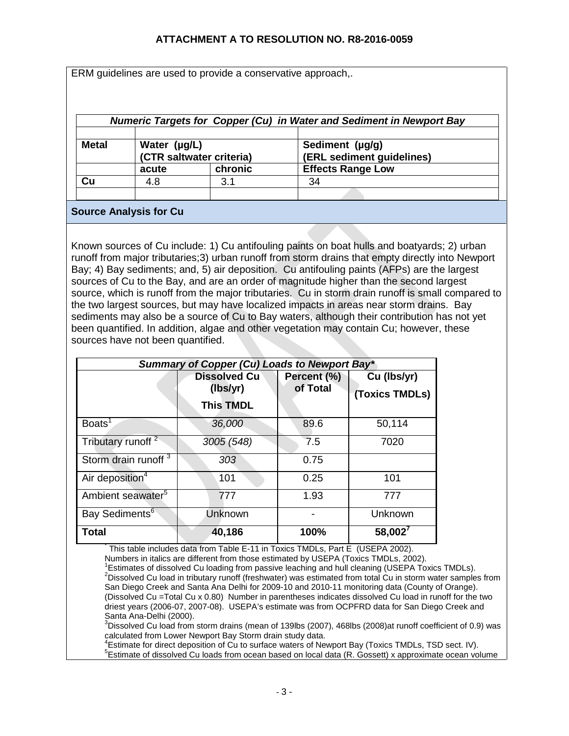ERM guidelines are used to provide a conservative approach,.

| *Numeric Targets for Copper (Cu) in Water and Sediment in Newport Bay* | | | |
|---|---|---|---|
| | | | |
| **Metal** | **Water (µg/L) (CTR saltwater criteria)** | | **Sediment (µg/g) (ERL sediment guidelines)** |
| | **acute** | **chronic** | **Effects Range Low** |
| **Cu** | 4.8 | 3.1 | 34 |
| | | | |

## Source Analysis for Cu

Known sources of Cu include: 1) Cu antifouling paints on boat hulls and boatyards; 2) urban runoff from major tributaries;3) urban runoff from storm drains that empty directly into Newport Bay; 4) Bay sediments; and, 5) air deposition. Cu antifouling paints (AFPs) are the largest sources of Cu to the Bay, and are an order of magnitude higher than the second largest source, which is runoff from the major tributaries. Cu in storm drain runoff is small compared to the two largest sources, but may have localized impacts in areas near storm drains. Bay sediments may also be a source of Cu to Bay waters, although their contribution has not yet been quantified. In addition, algae and other vegetation may contain Cu; however, these sources have not been quantified.

| *Summary of Copper (Cu) Loads to Newport Bay\** | | | |
|---|---|---|---|
| | **Dissolved Cu (lbs/yr) This TMDL** | **Percent (%) of Total** | **Cu (lbs/yr) (Toxics TMDLs)** |
| Boats[1] | *36,000* | 89.6 | 50,114 |
| Tributary runoff [2] | *3005 (548)* | 7.5 | 7020 |
| Storm drain runoff [3] | *303* | 0.75 | |
| Air deposition[4] | 101 | 0.25 | 101 |
| Ambient seawater[5] | 777 | 1.93 | 777 |
| Bay Sediments[6] | Unknown | - | Unknown |
| **Total** | **40,186** | **100%** | **58,002[7]** |

\* This table includes data from Table E-11 in Toxics TMDLs, Part E (USEPA 2002).
Numbers in italics are different from those estimated by USEPA (Toxics TMDLs, 2002).
[1]Estimates of dissolved Cu loading from passive leaching and hull cleaning (USEPA Toxics TMDLs).
[2]Dissolved Cu load in tributary runoff (freshwater) was estimated from total Cu in storm water samples from San Diego Creek and Santa Ana Delhi for 2009-10 and 2010-11 monitoring data (County of Orange). (Dissolved Cu =Total Cu x 0.80) Number in parentheses indicates dissolved Cu load in runoff for the two driest years (2006-07, 2007-08). USEPA's estimate was from OCPFRD data for San Diego Creek and Santa Ana-Delhi (2000).
[3]Dissolved Cu load from storm drains (mean of 139lbs (2007), 468lbs (2008)at runoff coefficient of 0.9) was calculated from Lower Newport Bay Storm drain study data.
[4]Estimate for direct deposition of Cu to surface waters of Newport Bay (Toxics TMDLs, TSD sect. IV).
[5]Estimate of dissolved Cu loads from ocean based on local data (R. Gossett) x approximate ocean volume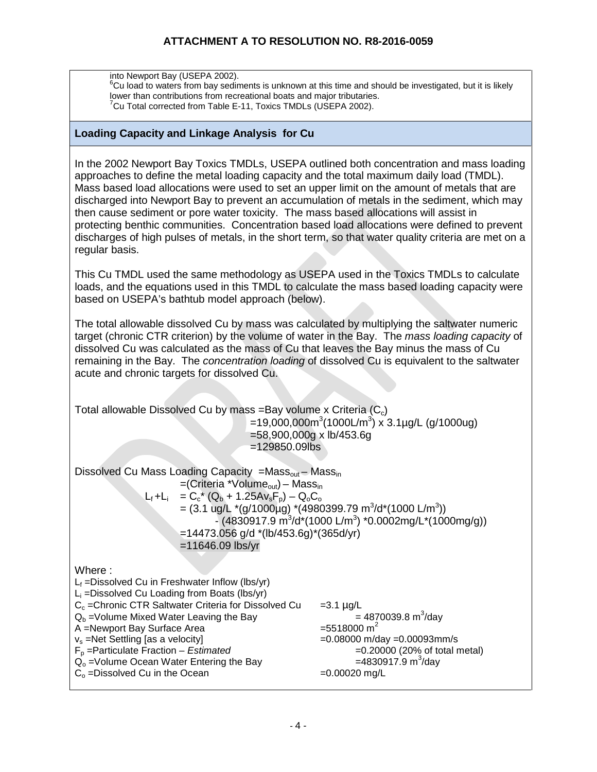into Newport Bay (USEPA 2002).
[6]Cu load to waters from bay sediments is unknown at this time and should be investigated, but it is likely lower than contributions from recreational boats and major tributaries.
[7]Cu Total corrected from Table E-11, Toxics TMDLs (USEPA 2002).

## Loading Capacity and Linkage Analysis for Cu

In the 2002 Newport Bay Toxics TMDLs, USEPA outlined both concentration and mass loading approaches to define the metal loading capacity and the total maximum daily load (TMDL). Mass based load allocations were used to set an upper limit on the amount of metals that are discharged into Newport Bay to prevent an accumulation of metals in the sediment, which may then cause sediment or pore water toxicity. The mass based allocations will assist in protecting benthic communities. Concentration based load allocations were defined to prevent discharges of high pulses of metals, in the short term, so that water quality criteria are met on a regular basis.

This Cu TMDL used the same methodology as USEPA used in the Toxics TMDLs to calculate loads, and the equations used in this TMDL to calculate the mass based loading capacity were based on USEPA's bathtub model approach (below).

The total allowable dissolved Cu by mass was calculated by multiplying the saltwater numeric target (chronic CTR criterion) by the volume of water in the Bay. The *mass loading capacity* of dissolved Cu was calculated as the mass of Cu that leaves the Bay minus the mass of Cu remaining in the Bay. The *concentration loading* of dissolved Cu is equivalent to the saltwater acute and chronic targets for dissolved Cu.

Total allowable Dissolved Cu by mass = Bay volume x Criteria ($C_c$)

$$= 19{,}000{,}000\,m^3 (1000 L/m^3) \times 3.1 \mu g/L\ (g/1000ug)$$
$$= 58{,}900{,}000 g \times lb/453.6 g$$
$$= 129850.09 lbs$$

Dissolved Cu Mass Loading Capacity $= Mass_{out} - Mass_{in}$

$$= (Criteria * Volume_{out}) - Mass_{in}$$
$$L_f + L_i = C_c * (Q_b + 1.25 A v_s F_p) - Q_o C_o$$
$$= (3.1\ ug/L * (g/1000 \mu g) * (4980399.79\ m^3/d * (1000\ L/m^3)) - (4830917.9\ m^3/d * (1000\ L/m^3) * 0.0002 mg/L * (1000 mg/g))$$
$$= 14473.056\ g/d * (lb/453.6 g) * (365 d/yr)$$
$$= 11646.09\ lbs/yr$$

Where :

$L_f$ = Dissolved Cu in Freshwater Inflow (lbs/yr)
$L_i$ = Dissolved Cu Loading from Boats (lbs/yr)
$C_c$ = Chronic CTR Saltwater Criteria for Dissolved Cu = 3.1 µg/L
$Q_b$ = Volume Mixed Water Leaving the Bay = 4870039.8 $m^3$/day
A = Newport Bay Surface Area = 5518000 $m^2$
$v_s$ = Net Settling [as a velocity] = 0.08000 m/day = 0.00093mm/s
$F_p$ = Particulate Fraction – *Estimated* = 0.20000 (20% of total metal)
$Q_o$ = Volume Ocean Water Entering the Bay = 4830917.9 $m^3$/day
$C_o$ = Dissolved Cu in the Ocean = 0.00020 mg/L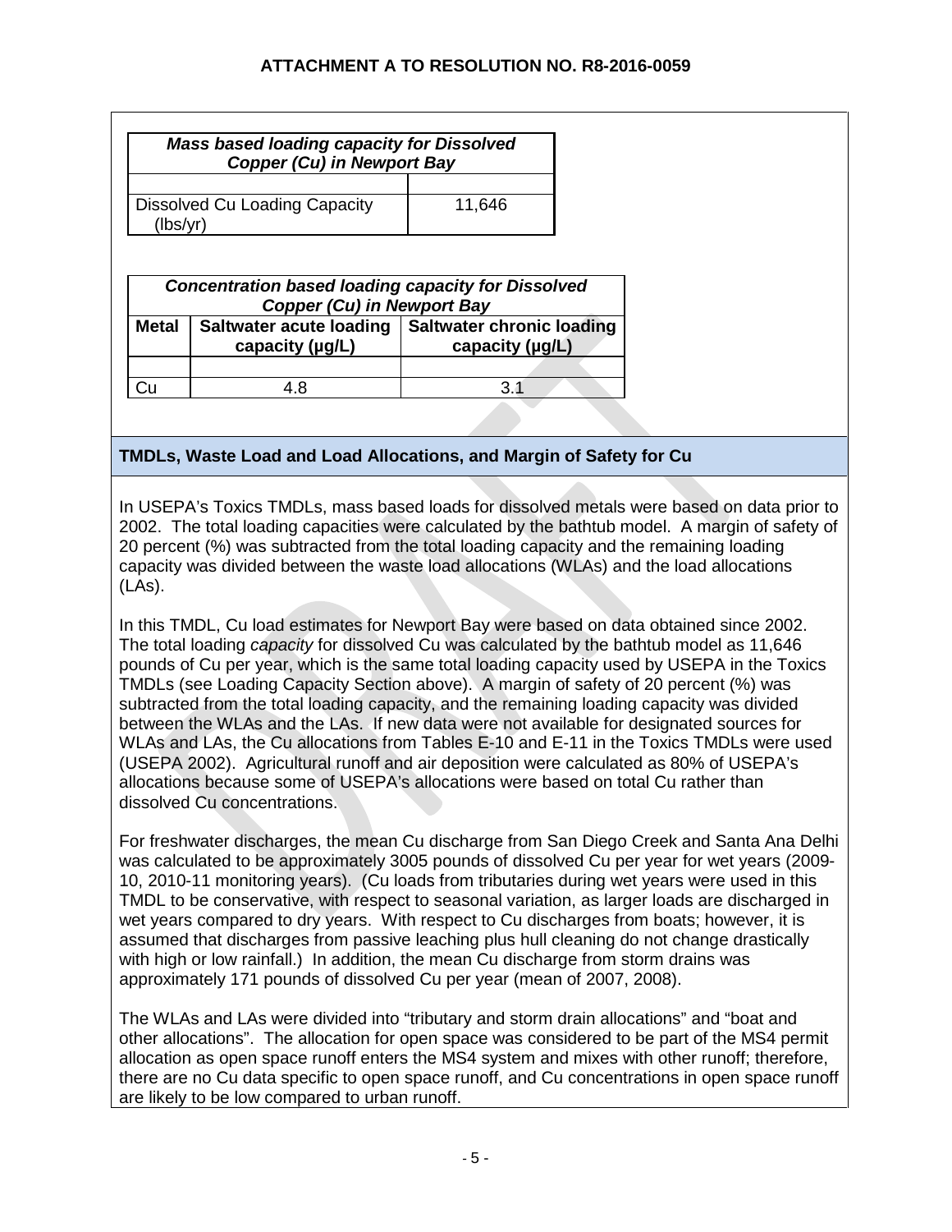| *Mass based loading capacity for Dissolved Copper (Cu) in Newport Bay* | |
|---|---|
| | |
| Dissolved Cu Loading Capacity (lbs/yr) | 11,646 |

| *Concentration based loading capacity for Dissolved Copper (Cu) in Newport Bay* | | |
|---|---|---|
| **Metal** | **Saltwater acute loading capacity (µg/L)** | **Saltwater chronic loading capacity (µg/L)** |
| | | |
| Cu | 4.8 | 3.1 |

## TMDLs, Waste Load and Load Allocations, and Margin of Safety for Cu

In USEPA's Toxics TMDLs, mass based loads for dissolved metals were based on data prior to 2002. The total loading capacities were calculated by the bathtub model. A margin of safety of 20 percent (%) was subtracted from the total loading capacity and the remaining loading capacity was divided between the waste load allocations (WLAs) and the load allocations (LAs).

In this TMDL, Cu load estimates for Newport Bay were based on data obtained since 2002. The total loading *capacity* for dissolved Cu was calculated by the bathtub model as 11,646 pounds of Cu per year, which is the same total loading capacity used by USEPA in the Toxics TMDLs (see Loading Capacity Section above). A margin of safety of 20 percent (%) was subtracted from the total loading capacity, and the remaining loading capacity was divided between the WLAs and the LAs. If new data were not available for designated sources for WLAs and LAs, the Cu allocations from Tables E-10 and E-11 in the Toxics TMDLs were used (USEPA 2002). Agricultural runoff and air deposition were calculated as 80% of USEPA's allocations because some of USEPA's allocations were based on total Cu rather than dissolved Cu concentrations.

For freshwater discharges, the mean Cu discharge from San Diego Creek and Santa Ana Delhi was calculated to be approximately 3005 pounds of dissolved Cu per year for wet years (2009-10, 2010-11 monitoring years). (Cu loads from tributaries during wet years were used in this TMDL to be conservative, with respect to seasonal variation, as larger loads are discharged in wet years compared to dry years. With respect to Cu discharges from boats; however, it is assumed that discharges from passive leaching plus hull cleaning do not change drastically with high or low rainfall.) In addition, the mean Cu discharge from storm drains was approximately 171 pounds of dissolved Cu per year (mean of 2007, 2008).

The WLAs and LAs were divided into "tributary and storm drain allocations" and "boat and other allocations". The allocation for open space was considered to be part of the MS4 permit allocation as open space runoff enters the MS4 system and mixes with other runoff; therefore, there are no Cu data specific to open space runoff, and Cu concentrations in open space runoff are likely to be low compared to urban runoff.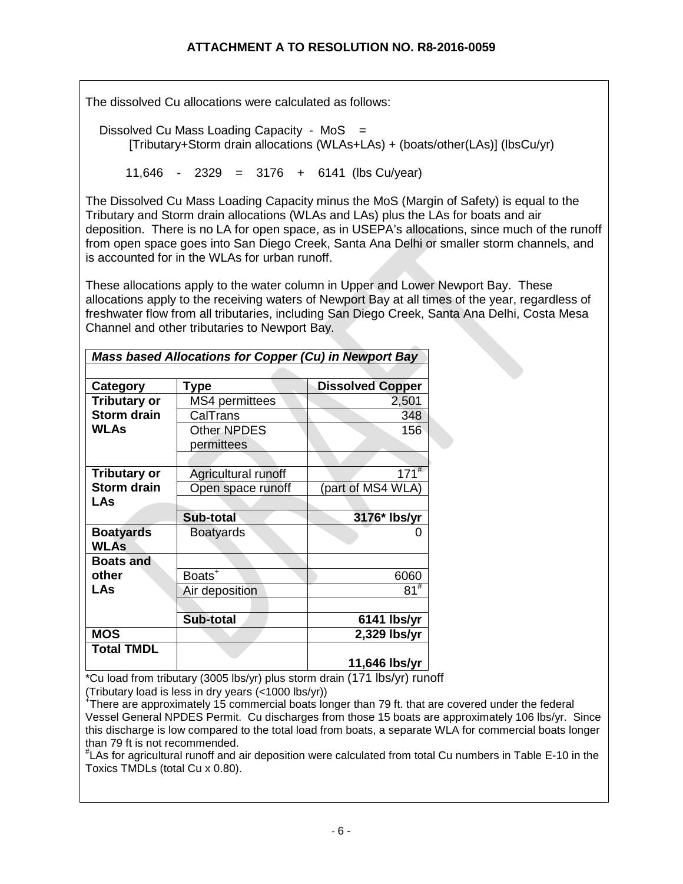## ATTACHMENT A TO RESOLUTION NO. R8-2016-0059

The dissolved Cu allocations were calculated as follows:

Dissolved Cu Mass Loading Capacity - MoS =
[Tributary+Storm drain allocations (WLAs+LAs) + (boats/other(LAs)] (lbsCu/yr)

11,646 - 2329 = 3176 + 6141 (lbs Cu/year)

The Dissolved Cu Mass Loading Capacity minus the MoS (Margin of Safety) is equal to the Tributary and Storm drain allocations (WLAs and LAs) plus the LAs for boats and air deposition. There is no LA for open space, as in USEPA's allocations, since much of the runoff from open space goes into San Diego Creek, Santa Ana Delhi or smaller storm channels, and is accounted for in the WLAs for urban runoff.

These allocations apply to the water column in Upper and Lower Newport Bay. These allocations apply to the receiving waters of Newport Bay at all times of the year, regardless of freshwater flow from all tributaries, including San Diego Creek, Santa Ana Delhi, Costa Mesa Channel and other tributaries to Newport Bay.

***Mass based Allocations for Copper (Cu) in Newport Bay***

| Category | Type | Dissolved Copper |
|---|---|---|
| **Tributary or Storm drain WLAs** | MS4 permittees | 2,501 |
| | CalTrans | 348 |
| | Other NPDES permittees | 156 |
| | | |
| **Tributary or Storm drain LAs** | Agricultural runoff | 171# |
| | Open space runoff | (part of MS4 WLA) |
| | | |
| | **Sub-total** | **3176* lbs/yr** |
| **Boatyards WLAs** | Boatyards | 0 |
| **Boats and other LAs** | | |
| | Boats+ | 6060 |
| | Air deposition | 81# |
| | | |
| | **Sub-total** | **6141 lbs/yr** |
| **MOS** | | **2,329 lbs/yr** |
| **Total TMDL** | | **11,646 lbs/yr** |

*Cu load from tributary (3005 lbs/yr) plus storm drain (171 lbs/yr) runoff (Tributary load is less in dry years (<1000 lbs/yr))

+There are approximately 15 commercial boats longer than 79 ft. that are covered under the federal Vessel General NPDES Permit. Cu discharges from those 15 boats are approximately 106 lbs/yr. Since this discharge is low compared to the total load from boats, a separate WLA for commercial boats longer than 79 ft is not recommended.

#LAs for agricultural runoff and air deposition were calculated from total Cu numbers in Table E-10 in the Toxics TMDLs (total Cu x 0.80).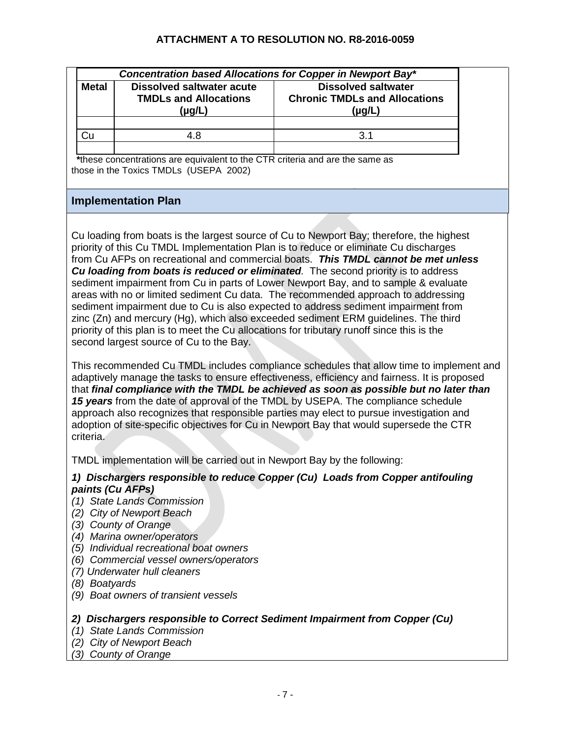| *Concentration based Allocations for Copper in Newport Bay** | | |
|---|---|---|
| **Metal** | **Dissolved saltwater acute TMDLs and Allocations (µg/L)** | **Dissolved saltwater Chronic TMDLs and Allocations (µg/L)** |
| | | |
| Cu | 4.8 | 3.1 |
| | | |

***these concentrations are equivalent to the CTR criteria and are the same as those in the Toxics TMDLs (USEPA 2002)

## Implementation Plan

Cu loading from boats is the largest source of Cu to Newport Bay; therefore, the highest priority of this Cu TMDL Implementation Plan is to reduce or eliminate Cu discharges from Cu AFPs on recreational and commercial boats. ***This TMDL cannot be met unless Cu loading from boats is reduced or eliminated.*** The second priority is to address sediment impairment from Cu in parts of Lower Newport Bay, and to sample & evaluate areas with no or limited sediment Cu data. The recommended approach to addressing sediment impairment due to Cu is also expected to address sediment impairment from zinc (Zn) and mercury (Hg), which also exceeded sediment ERM guidelines. The third priority of this plan is to meet the Cu allocations for tributary runoff since this is the second largest source of Cu to the Bay.

This recommended Cu TMDL includes compliance schedules that allow time to implement and adaptively manage the tasks to ensure effectiveness, efficiency and fairness. It is proposed that ***final compliance with the TMDL be achieved as soon as possible but no later than 15 years*** from the date of approval of the TMDL by USEPA. The compliance schedule approach also recognizes that responsible parties may elect to pursue investigation and adoption of site-specific objectives for Cu in Newport Bay that would supersede the CTR criteria.

TMDL implementation will be carried out in Newport Bay by the following:

***1) Dischargers responsible to reduce Copper (Cu) Loads from Copper antifouling paints (Cu AFPs)***

*(1) State Lands Commission*
*(2) City of Newport Beach*
*(3) County of Orange*
*(4) Marina owner/operators*
*(5) Individual recreational boat owners*
*(6) Commercial vessel owners/operators*
*(7) Underwater hull cleaners*
*(8) Boatyards*
*(9) Boat owners of transient vessels*

***2) Dischargers responsible to Correct Sediment Impairment from Copper (Cu)***

*(1) State Lands Commission*
*(2) City of Newport Beach*
*(3) County of Orange*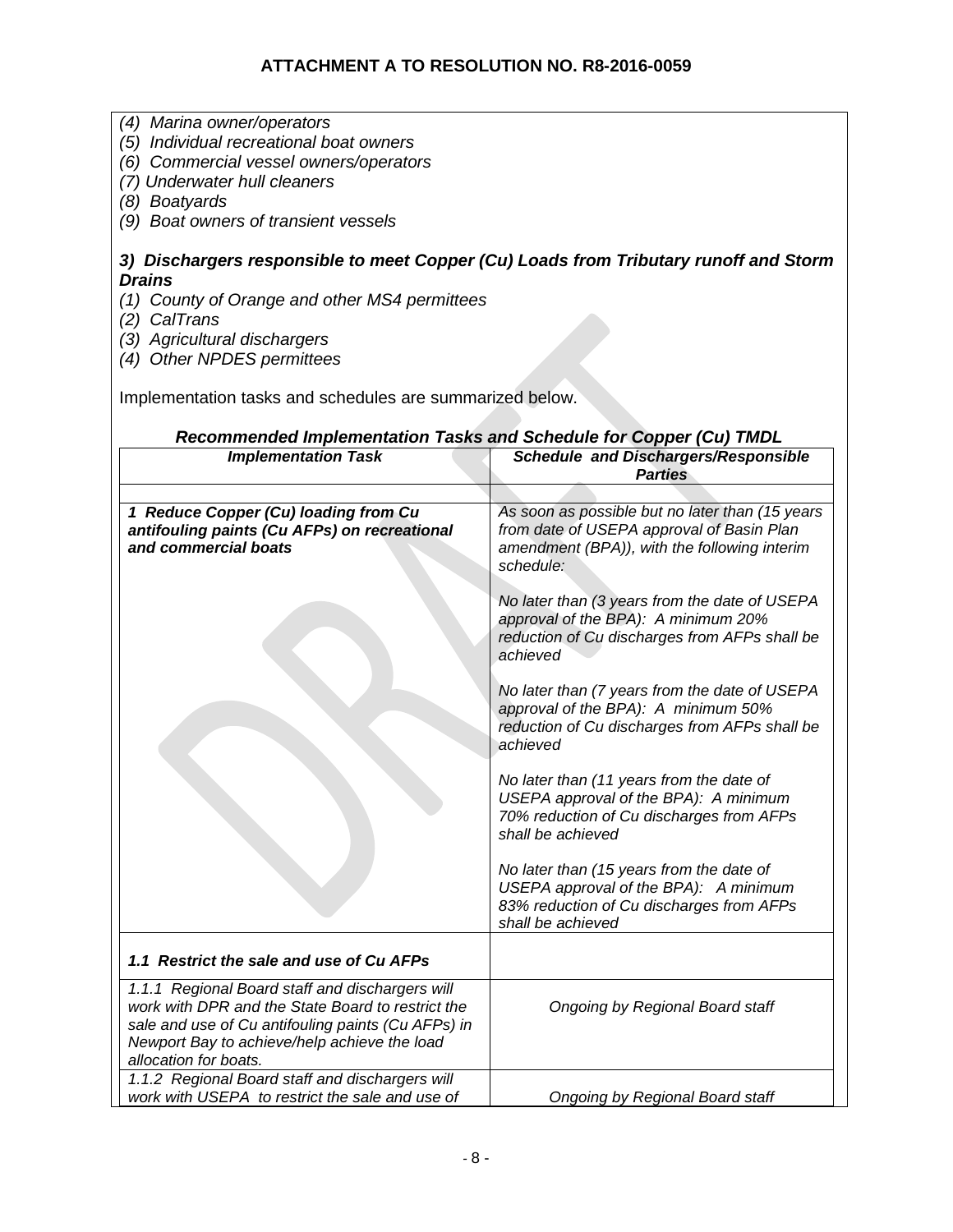*(4) Marina owner/operators*
*(5) Individual recreational boat owners*
*(6) Commercial vessel owners/operators*
*(7) Underwater hull cleaners*
*(8) Boatyards*
*(9) Boat owners of transient vessels*

***3) Dischargers responsible to meet Copper (Cu) Loads from Tributary runoff and Storm Drains***

*(1) County of Orange and other MS4 permittees*
*(2) CalTrans*
*(3) Agricultural dischargers*
*(4) Other NPDES permittees*

Implementation tasks and schedules are summarized below.

***Recommended Implementation Tasks and Schedule for Copper (Cu) TMDL***

| *Implementation Task* | *Schedule and Dischargers/Responsible Parties* |
|---|---|
| | |
| ***1 Reduce Copper (Cu) loading from Cu antifouling paints (Cu AFPs) on recreational and commercial boats*** | *As soon as possible but no later than (15 years from date of USEPA approval of Basin Plan amendment (BPA)), with the following interim schedule:*<br><br>*No later than (3 years from the date of USEPA approval of the BPA): A minimum 20% reduction of Cu discharges from AFPs shall be achieved*<br><br>*No later than (7 years from the date of USEPA approval of the BPA): A minimum 50% reduction of Cu discharges from AFPs shall be achieved*<br><br>*No later than (11 years from the date of USEPA approval of the BPA): A minimum 70% reduction of Cu discharges from AFPs shall be achieved*<br><br>*No later than (15 years from the date of USEPA approval of the BPA): A minimum 83% reduction of Cu discharges from AFPs shall be achieved* |
| ***1.1 Restrict the sale and use of Cu AFPs*** | |
| *1.1.1 Regional Board staff and dischargers will work with DPR and the State Board to restrict the sale and use of Cu antifouling paints (Cu AFPs) in Newport Bay to achieve/help achieve the load allocation for boats.* | *Ongoing by Regional Board staff* |
| *1.1.2 Regional Board staff and dischargers will work with USEPA to restrict the sale and use of* | *Ongoing by Regional Board staff* |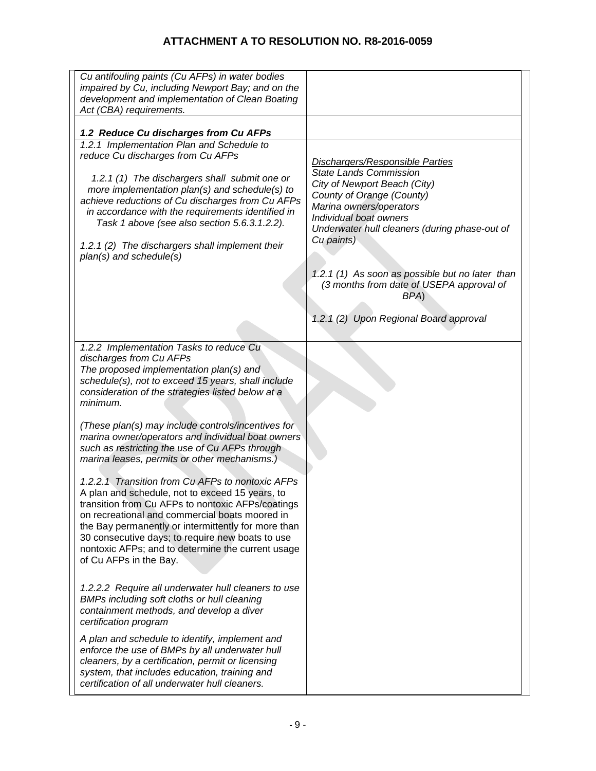## ATTACHMENT A TO RESOLUTION NO. R8-2016-0059

| | |
|---|---|
| *Cu antifouling paints (Cu AFPs) in water bodies impaired by Cu, including Newport Bay; and on the development and implementation of Clean Boating Act (CBA) requirements.* | |
| ***1.2 Reduce Cu discharges from Cu AFPs*** | |
| *1.2.1 Implementation Plan and Schedule to reduce Cu discharges from Cu AFPs*<br><br>*1.2.1 (1) The dischargers shall submit one or more implementation plan(s) and schedule(s) to achieve reductions of Cu discharges from Cu AFPs in accordance with the requirements identified in Task 1 above (see also section 5.6.3.1.2.2).*<br><br>*1.2.1 (2) The dischargers shall implement their plan(s) and schedule(s)* | *<u>Dischargers/Responsible Parties</u>*<br>*State Lands Commission*<br>*City of Newport Beach (City)*<br>*County of Orange (County)*<br>*Marina owners/operators*<br>*Individual boat owners*<br>*Underwater hull cleaners (during phase-out of Cu paints)*<br><br>*1.2.1 (1) As soon as possible but no later than (3 months from date of USEPA approval of BPA)*<br><br>*1.2.1 (2) Upon Regional Board approval* |
| *1.2.2 Implementation Tasks to reduce Cu discharges from Cu AFPs*<br>*The proposed implementation plan(s) and schedule(s), not to exceed 15 years, shall include consideration of the strategies listed below at a minimum.*<br><br>*(These plan(s) may include controls/incentives for marina owner/operators and individual boat owners such as restricting the use of Cu AFPs through marina leases, permits or other mechanisms.)*<br><br>*1.2.2.1 Transition from Cu AFPs to nontoxic AFPs*<br>A plan and schedule, not to exceed 15 years, to transition from Cu AFPs to nontoxic AFPs/coatings on recreational and commercial boats moored in the Bay permanently or intermittently for more than 30 consecutive days; to require new boats to use nontoxic AFPs; and to determine the current usage of Cu AFPs in the Bay.<br><br>*1.2.2.2 Require all underwater hull cleaners to use BMPs including soft cloths or hull cleaning containment methods, and develop a diver certification program*<br><br>*A plan and schedule to identify, implement and enforce the use of BMPs by all underwater hull cleaners, by a certification, permit or licensing system, that includes education, training and certification of all underwater hull cleaners.* | |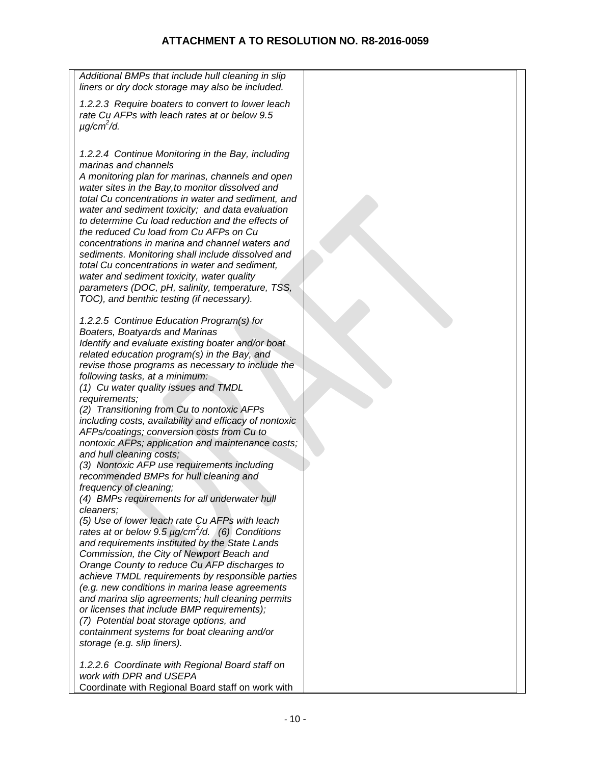| | |
|---|---|
| *Additional BMPs that include hull cleaning in slip liners or dry dock storage may also be included.*<br><br>*1.2.2.3 Require boaters to convert to lower leach rate Cu AFPs with leach rates at or below 9.5 µg/cm²/d.*<br><br>*1.2.2.4 Continue Monitoring in the Bay, including marinas and channels*<br>*A monitoring plan for marinas, channels and open water sites in the Bay,to monitor dissolved and total Cu concentrations in water and sediment, and water and sediment toxicity; and data evaluation to determine Cu load reduction and the effects of the reduced Cu load from Cu AFPs on Cu concentrations in marina and channel waters and sediments. Monitoring shall include dissolved and total Cu concentrations in water and sediment, water and sediment toxicity, water quality parameters (DOC, pH, salinity, temperature, TSS, TOC), and benthic testing (if necessary).*<br><br>*1.2.2.5 Continue Education Program(s) for Boaters, Boatyards and Marinas*<br>*Identify and evaluate existing boater and/or boat related education program(s) in the Bay, and revise those programs as necessary to include the following tasks, at a minimum:*<br>*(1) Cu water quality issues and TMDL requirements;*<br>*(2) Transitioning from Cu to nontoxic AFPs including costs, availability and efficacy of nontoxic AFPs/coatings; conversion costs from Cu to nontoxic AFPs; application and maintenance costs; and hull cleaning costs;*<br>*(3) Nontoxic AFP use requirements including recommended BMPs for hull cleaning and frequency of cleaning;*<br>*(4) BMPs requirements for all underwater hull cleaners;*<br>*(5) Use of lower leach rate Cu AFPs with leach rates at or below 9.5 µg/cm²/d. (6) Conditions and requirements instituted by the State Lands Commission, the City of Newport Beach and Orange County to reduce Cu AFP discharges to achieve TMDL requirements by responsible parties (e.g. new conditions in marina lease agreements and marina slip agreements; hull cleaning permits or licenses that include BMP requirements);*<br>*(7) Potential boat storage options, and containment systems for boat cleaning and/or storage (e.g. slip liners).*<br><br>*1.2.2.6 Coordinate with Regional Board staff on work with DPR and USEPA*<br>Coordinate with Regional Board staff on work with | |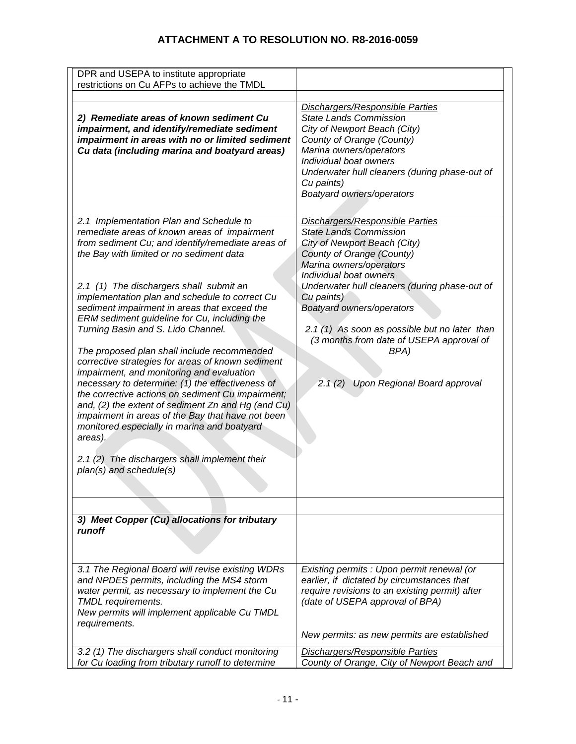# ATTACHMENT A TO RESOLUTION NO. R8-2016-0059

| | |
|---|---|
| DPR and USEPA to institute appropriate restrictions on Cu AFPs to achieve the TMDL | |
| | |
| ***2) Remediate areas of known sediment Cu impairment, and identify/remediate sediment impairment in areas with no or limited sediment Cu data (including marina and boatyard areas)*** | *<u>Dischargers/Responsible Parties</u>*<br>*State Lands Commission*<br>*City of Newport Beach (City)*<br>*County of Orange (County)*<br>*Marina owners/operators*<br>*Individual boat owners*<br>*Underwater hull cleaners (during phase-out of Cu paints)*<br>*Boatyard owners/operators* |
| *2.1 Implementation Plan and Schedule to remediate areas of known areas of impairment from sediment Cu; and identify/remediate areas of the Bay with limited or no sediment data*<br><br>*2.1 (1) The dischargers shall submit an implementation plan and schedule to correct Cu sediment impairment in areas that exceed the ERM sediment guideline for Cu, including the Turning Basin and S. Lido Channel.*<br><br>*The proposed plan shall include recommended corrective strategies for areas of known sediment impairment, and monitoring and evaluation necessary to determine: (1) the effectiveness of the corrective actions on sediment Cu impairment; and, (2) the extent of sediment Zn and Hg (and Cu) impairment in areas of the Bay that have not been monitored especially in marina and boatyard areas).*<br><br>*2.1 (2) The dischargers shall implement their plan(s) and schedule(s)* | *<u>Dischargers/Responsible Parties</u>*<br>*State Lands Commission*<br>*City of Newport Beach (City)*<br>*County of Orange (County)*<br>*Marina owners/operators*<br>*Individual boat owners*<br>*Underwater hull cleaners (during phase-out of Cu paints)*<br>*Boatyard owners/operators*<br><br>*2.1 (1) As soon as possible but no later than (3 months from date of USEPA approval of BPA)*<br><br>*2.1 (2) Upon Regional Board approval* |
| | |
| ***3) Meet Copper (Cu) allocations for tributary runoff*** | |
| *3.1 The Regional Board will revise existing WDRs and NPDES permits, including the MS4 storm water permit, as necessary to implement the Cu TMDL requirements.*<br>*New permits will implement applicable Cu TMDL requirements.* | *Existing permits : Upon permit renewal (or earlier, if dictated by circumstances that require revisions to an existing permit) after (date of USEPA approval of BPA)*<br><br>*New permits: as new permits are established* |
| *3.2 (1) The dischargers shall conduct monitoring for Cu loading from tributary runoff to determine* | *<u>Dischargers/Responsible Parties</u>*<br>*County of Orange, City of Newport Beach and* |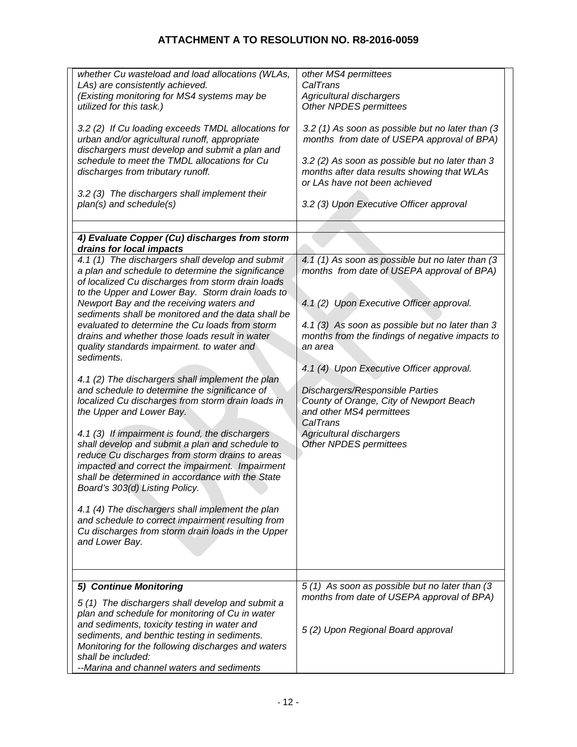**ATTACHMENT A TO RESOLUTION NO. R8-2016-0059**

| | |
|---|---|
| *whether Cu wasteload and load allocations (WLAs, LAs) are consistently achieved.*<br>*(Existing monitoring for MS4 systems may be utilized for this task.)*<br><br>*3.2 (2) If Cu loading exceeds TMDL allocations for urban and/or agricultural runoff, appropriate dischargers must develop and submit a plan and schedule to meet the TMDL allocations for Cu discharges from tributary runoff.*<br><br>*3.2 (3) The dischargers shall implement their plan(s) and schedule(s)* | *other MS4 permittees*<br>*CalTrans*<br>*Agricultural dischargers*<br>*Other NPDES permittees*<br><br>*3.2 (1) As soon as possible but no later than (3 months from date of USEPA approval of BPA)*<br><br>*3.2 (2) As soon as possible but no later than 3 months after data results showing that WLAs or LAs have not been achieved*<br><br>*3.2 (3) Upon Executive Officer approval* |
| | |
| ***4) Evaluate Copper (Cu) discharges from storm drains for local impacts*** | |
| *4.1 (1) The dischargers shall develop and submit a plan and schedule to determine the significance of localized Cu discharges from storm drain loads to the Upper and Lower Bay. Storm drain loads to Newport Bay and the receiving waters and sediments shall be monitored and the data shall be evaluated to determine the Cu loads from storm drains and whether those loads result in water quality standards impairment. to water and sediments.*<br><br>*4.1 (2) The dischargers shall implement the plan and schedule to determine the significance of localized Cu discharges from storm drain loads in the Upper and Lower Bay.*<br><br>*4.1 (3) If impairment is found, the dischargers shall develop and submit a plan and schedule to reduce Cu discharges from storm drains to areas impacted and correct the impairment. Impairment shall be determined in accordance with the State Board's 303(d) Listing Policy.*<br><br>*4.1 (4) The dischargers shall implement the plan and schedule to correct impairment resulting from Cu discharges from storm drain loads in the Upper and Lower Bay.* | *4.1 (1) As soon as possible but no later than (3 months from date of USEPA approval of BPA)*<br><br>*4.1 (2) Upon Executive Officer approval.*<br><br>*4.1 (3) As soon as possible but no later than 3 months from the findings of negative impacts to an area*<br><br>*4.1 (4) Upon Executive Officer approval.*<br><br>*Dischargers/Responsible Parties*<br>*County of Orange, City of Newport Beach and other MS4 permittees*<br>*CalTrans*<br>*Agricultural dischargers*<br>*Other NPDES permittees* |
| | |
| ***5) Continue Monitoring***<br><br>*5 (1) The dischargers shall develop and submit a plan and schedule for monitoring of Cu in water and sediments, toxicity testing in water and sediments, and benthic testing in sediments. Monitoring for the following discharges and waters shall be included:*<br>*--Marina and channel waters and sediments* | *5 (1) As soon as possible but no later than (3 months from date of USEPA approval of BPA)*<br><br>*5 (2) Upon Regional Board approval* |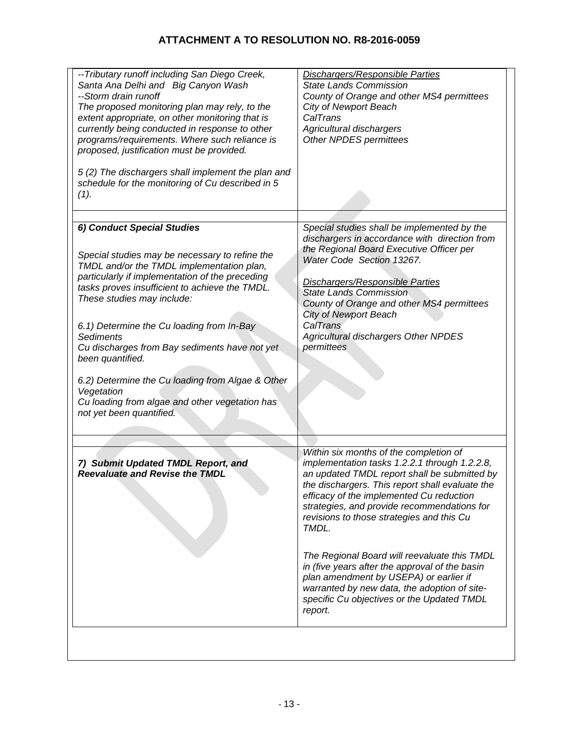| | |
|---|---|
| *--Tributary runoff including San Diego Creek, Santa Ana Delhi and Big Canyon Wash*<br>*--Storm drain runoff*<br>*The proposed monitoring plan may rely, to the extent appropriate, on other monitoring that is currently being conducted in response to other programs/requirements. Where such reliance is proposed, justification must be provided.*<br><br>*5 (2) The dischargers shall implement the plan and schedule for the monitoring of Cu described in 5 (1).* | *<u>Dischargers/Responsible Parties</u>*<br>*State Lands Commission*<br>*County of Orange and other MS4 permittees*<br>*City of Newport Beach*<br>*CalTrans*<br>*Agricultural dischargers*<br>*Other NPDES permittees* |
| | |
| ***6) Conduct Special Studies***<br><br>*Special studies may be necessary to refine the TMDL and/or the TMDL implementation plan, particularly if implementation of the preceding tasks proves insufficient to achieve the TMDL. These studies may include:*<br><br>*6.1) Determine the Cu loading from In-Bay Sediments*<br>*Cu discharges from Bay sediments have not yet been quantified.*<br><br>*6.2) Determine the Cu loading from Algae & Other Vegetation*<br>*Cu loading from algae and other vegetation has not yet been quantified.* | *Special studies shall be implemented by the dischargers in accordance with direction from the Regional Board Executive Officer per Water Code Section 13267.*<br><br>*<u>Dischargers/Responsible Parties</u>*<br>*State Lands Commission*<br>*County of Orange and other MS4 permittees*<br>*City of Newport Beach*<br>*CalTrans*<br>*Agricultural dischargers Other NPDES permittees* |
| | |
| ***7) Submit Updated TMDL Report, and Reevaluate and Revise the TMDL*** | *Within six months of the completion of implementation tasks 1.2.2.1 through 1.2.2.8, an updated TMDL report shall be submitted by the dischargers. This report shall evaluate the efficacy of the implemented Cu reduction strategies, and provide recommendations for revisions to those strategies and this Cu TMDL.*<br><br>*The Regional Board will reevaluate this TMDL in (five years after the approval of the basin plan amendment by USEPA) or earlier if warranted by new data, the adoption of site-specific Cu objectives or the Updated TMDL report.* |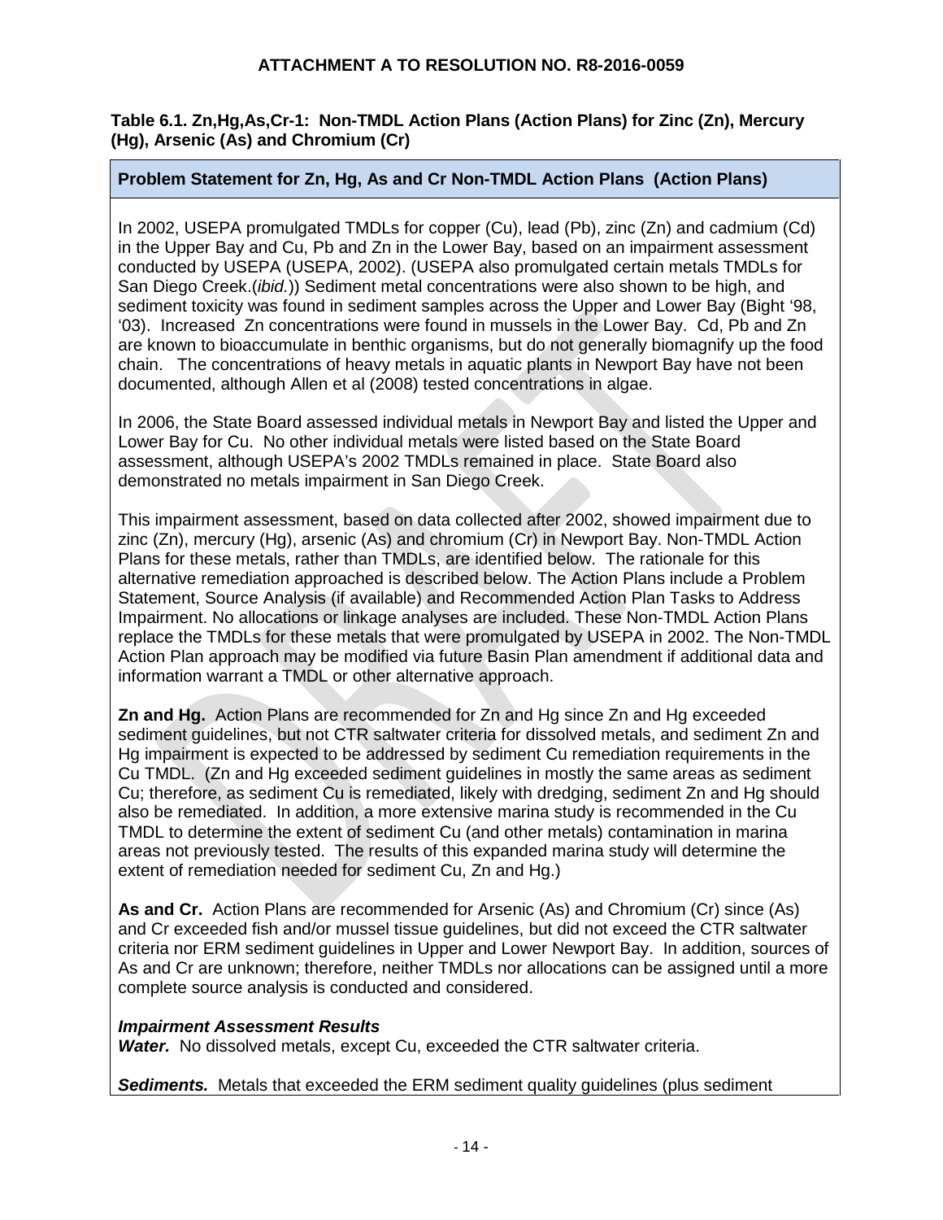**ATTACHMENT A TO RESOLUTION NO. R8-2016-0059**

**Table 6.1. Zn,Hg,As,Cr-1: Non-TMDL Action Plans (Action Plans) for Zinc (Zn), Mercury (Hg), Arsenic (As) and Chromium (Cr)**

| **Problem Statement for Zn, Hg, As and Cr Non-TMDL Action Plans (Action Plans)** |
|---|
| In 2002, USEPA promulgated TMDLs for copper (Cu), lead (Pb), zinc (Zn) and cadmium (Cd) in the Upper Bay and Cu, Pb and Zn in the Lower Bay, based on an impairment assessment conducted by USEPA (USEPA, 2002). (USEPA also promulgated certain metals TMDLs for San Diego Creek.(*ibid.*)) Sediment metal concentrations were also shown to be high, and sediment toxicity was found in sediment samples across the Upper and Lower Bay (Bight '98, '03). Increased Zn concentrations were found in mussels in the Lower Bay. Cd, Pb and Zn are known to bioaccumulate in benthic organisms, but do not generally biomagnify up the food chain. The concentrations of heavy metals in aquatic plants in Newport Bay have not been documented, although Allen et al (2008) tested concentrations in algae.<br><br>In 2006, the State Board assessed individual metals in Newport Bay and listed the Upper and Lower Bay for Cu. No other individual metals were listed based on the State Board assessment, although USEPA's 2002 TMDLs remained in place. State Board also demonstrated no metals impairment in San Diego Creek.<br><br>This impairment assessment, based on data collected after 2002, showed impairment due to zinc (Zn), mercury (Hg), arsenic (As) and chromium (Cr) in Newport Bay. Non-TMDL Action Plans for these metals, rather than TMDLs, are identified below. The rationale for this alternative remediation approached is described below. The Action Plans include a Problem Statement, Source Analysis (if available) and Recommended Action Plan Tasks to Address Impairment. No allocations or linkage analyses are included. These Non-TMDL Action Plans replace the TMDLs for these metals that were promulgated by USEPA in 2002. The Non-TMDL Action Plan approach may be modified via future Basin Plan amendment if additional data and information warrant a TMDL or other alternative approach.<br><br>**Zn and Hg.** Action Plans are recommended for Zn and Hg since Zn and Hg exceeded sediment guidelines, but not CTR saltwater criteria for dissolved metals, and sediment Zn and Hg impairment is expected to be addressed by sediment Cu remediation requirements in the Cu TMDL. (Zn and Hg exceeded sediment guidelines in mostly the same areas as sediment Cu; therefore, as sediment Cu is remediated, likely with dredging, sediment Zn and Hg should also be remediated. In addition, a more extensive marina study is recommended in the Cu TMDL to determine the extent of sediment Cu (and other metals) contamination in marina areas not previously tested. The results of this expanded marina study will determine the extent of remediation needed for sediment Cu, Zn and Hg.)<br><br>**As and Cr.** Action Plans are recommended for Arsenic (As) and Chromium (Cr) since (As) and Cr exceeded fish and/or mussel tissue guidelines, but did not exceed the CTR saltwater criteria nor ERM sediment guidelines in Upper and Lower Newport Bay. In addition, sources of As and Cr are unknown; therefore, neither TMDLs nor allocations can be assigned until a more complete source analysis is conducted and considered.<br><br>***Impairment Assessment Results***<br>***Water.*** No dissolved metals, except Cu, exceeded the CTR saltwater criteria.<br><br>***Sediments.*** Metals that exceeded the ERM sediment quality guidelines (plus sediment |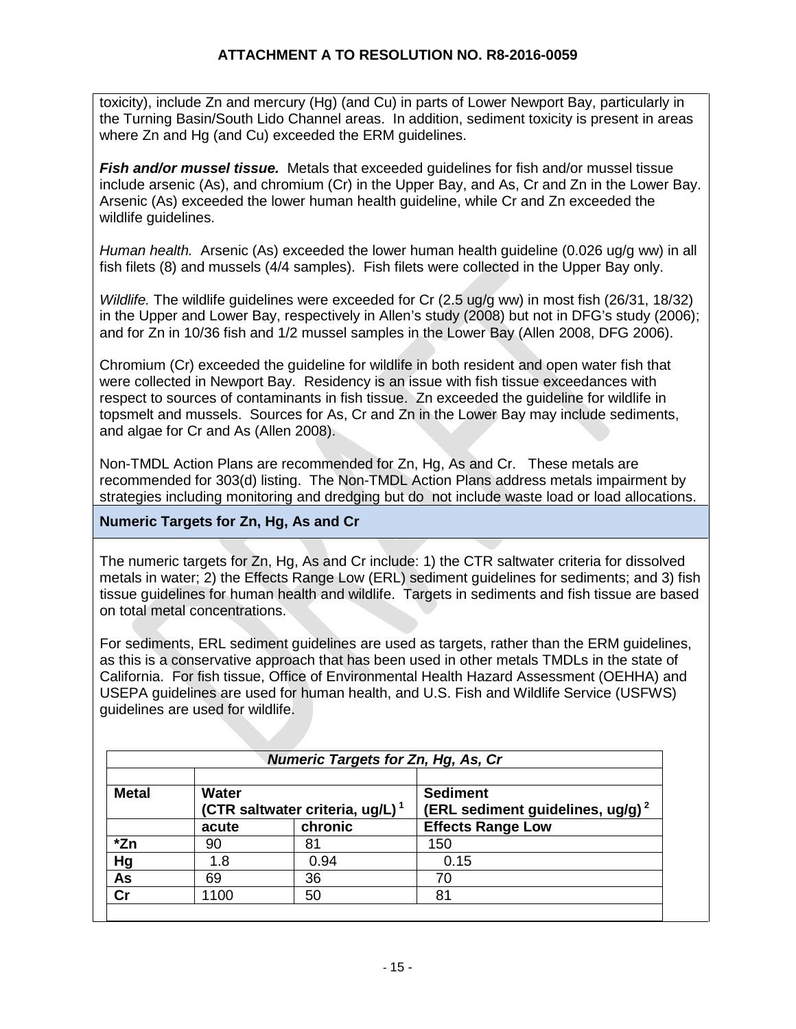toxicity), include Zn and mercury (Hg) (and Cu) in parts of Lower Newport Bay, particularly in the Turning Basin/South Lido Channel areas. In addition, sediment toxicity is present in areas where Zn and Hg (and Cu) exceeded the ERM guidelines.

***Fish and/or mussel tissue.*** Metals that exceeded guidelines for fish and/or mussel tissue include arsenic (As), and chromium (Cr) in the Upper Bay, and As, Cr and Zn in the Lower Bay. Arsenic (As) exceeded the lower human health guideline, while Cr and Zn exceeded the wildlife guidelines.

*Human health.* Arsenic (As) exceeded the lower human health guideline (0.026 ug/g ww) in all fish filets (8) and mussels (4/4 samples). Fish filets were collected in the Upper Bay only.

*Wildlife.* The wildlife guidelines were exceeded for Cr (2.5 ug/g ww) in most fish (26/31, 18/32) in the Upper and Lower Bay, respectively in Allen's study (2008) but not in DFG's study (2006); and for Zn in 10/36 fish and 1/2 mussel samples in the Lower Bay (Allen 2008, DFG 2006).

Chromium (Cr) exceeded the guideline for wildlife in both resident and open water fish that were collected in Newport Bay. Residency is an issue with fish tissue exceedances with respect to sources of contaminants in fish tissue. Zn exceeded the guideline for wildlife in topsmelt and mussels. Sources for As, Cr and Zn in the Lower Bay may include sediments, and algae for Cr and As (Allen 2008).

Non-TMDL Action Plans are recommended for Zn, Hg, As and Cr. These metals are recommended for 303(d) listing. The Non-TMDL Action Plans address metals impairment by strategies including monitoring and dredging but do not include waste load or load allocations.

**Numeric Targets for Zn, Hg, As and Cr**

The numeric targets for Zn, Hg, As and Cr include: 1) the CTR saltwater criteria for dissolved metals in water; 2) the Effects Range Low (ERL) sediment guidelines for sediments; and 3) fish tissue guidelines for human health and wildlife. Targets in sediments and fish tissue are based on total metal concentrations.

For sediments, ERL sediment guidelines are used as targets, rather than the ERM guidelines, as this is a conservative approach that has been used in other metals TMDLs in the state of California. For fish tissue, Office of Environmental Health Hazard Assessment (OEHHA) and USEPA guidelines are used for human health, and U.S. Fish and Wildlife Service (USFWS) guidelines are used for wildlife.

***Numeric Targets for Zn, Hg, As, Cr***

| Metal | Water (CTR saltwater criteria, ug/L)[1] | | Sediment (ERL sediment guidelines, ug/g)[2] |
|---|---|---|---|
| | acute | chronic | Effects Range Low |
| *Zn | 90 | 81 | 150 |
| Hg | 1.8 | 0.94 | 0.15 |
| As | 69 | 36 | 70 |
| Cr | 1100 | 50 | 81 |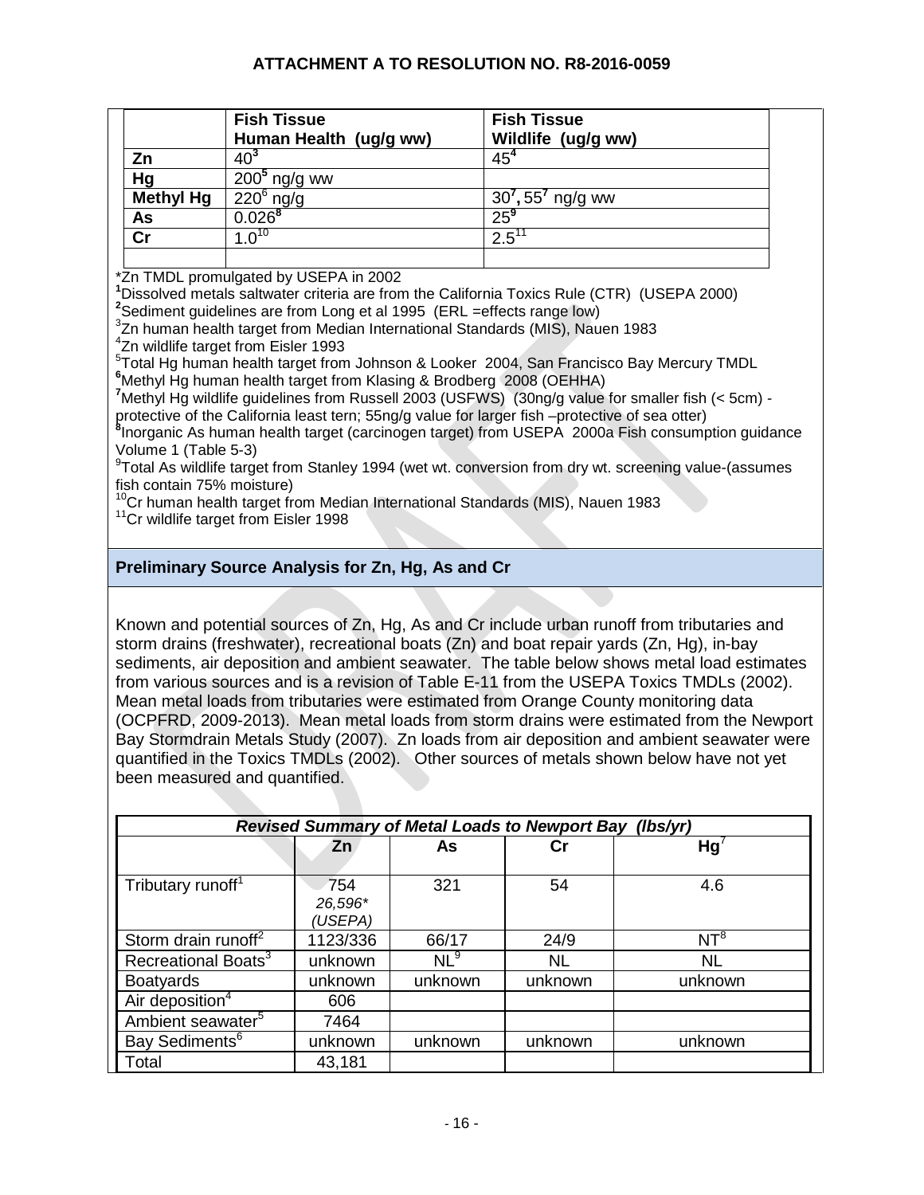| | Fish Tissue Human Health (ug/g ww) | Fish Tissue Wildlife (ug/g ww) |
|---|---|---|
| **Zn** | 40[3] | 45[4] |
| **Hg** | 200[5] ng/g ww | |
| **Methyl Hg** | 220[6] ng/g | 30[7], 55[7] ng/g ww |
| **As** | 0.026[8] | 25[9] |
| **Cr** | 1.0[10] | 2.5[11] |
| | | |

*Zn TMDL promulgated by USEPA in 2002

[1]Dissolved metals saltwater criteria are from the California Toxics Rule (CTR) (USEPA 2000)

[2]Sediment guidelines are from Long et al 1995 (ERL =effects range low)

[3]Zn human health target from Median International Standards (MIS), Nauen 1983

[4]Zn wildlife target from Eisler 1993

[5]Total Hg human health target from Johnson & Looker 2004, San Francisco Bay Mercury TMDL

[6]Methyl Hg human health target from Klasing & Brodberg 2008 (OEHHA)

[7]Methyl Hg wildlife guidelines from Russell 2003 (USFWS) (30ng/g value for smaller fish (< 5cm) - protective of the California least tern; 55ng/g value for larger fish –protective of sea otter)

[8]Inorganic As human health target (carcinogen target) from USEPA 2000a Fish consumption guidance Volume 1 (Table 5-3)

[9]Total As wildlife target from Stanley 1994 (wet wt. conversion from dry wt. screening value-(assumes fish contain 75% moisture)

[10]Cr human health target from Median International Standards (MIS), Nauen 1983

[11]Cr wildlife target from Eisler 1998

## Preliminary Source Analysis for Zn, Hg, As and Cr

Known and potential sources of Zn, Hg, As and Cr include urban runoff from tributaries and storm drains (freshwater), recreational boats (Zn) and boat repair yards (Zn, Hg), in-bay sediments, air deposition and ambient seawater. The table below shows metal load estimates from various sources and is a revision of Table E-11 from the USEPA Toxics TMDLs (2002). Mean metal loads from tributaries were estimated from Orange County monitoring data (OCPFRD, 2009-2013). Mean metal loads from storm drains were estimated from the Newport Bay Stormdrain Metals Study (2007). Zn loads from air deposition and ambient seawater were quantified in the Toxics TMDLs (2002). Other sources of metals shown below have not yet been measured and quantified.

***Revised Summary of Metal Loads to Newport Bay (lbs/yr)***

| | Zn | As | Cr | Hg[7] |
|---|---|---|---|---|
| Tributary runoff[1] | 754 *26,596\* (USEPA)* | 321 | 54 | 4.6 |
| Storm drain runoff[2] | 1123/336 | 66/17 | 24/9 | NT[8] |
| Recreational Boats[3] | unknown | NL[9] | NL | NL |
| Boatyards | unknown | unknown | unknown | unknown |
| Air deposition[4] | 606 | | | |
| Ambient seawater[5] | 7464 | | | |
| Bay Sediments[6] | unknown | unknown | unknown | unknown |
| Total | 43,181 | | | |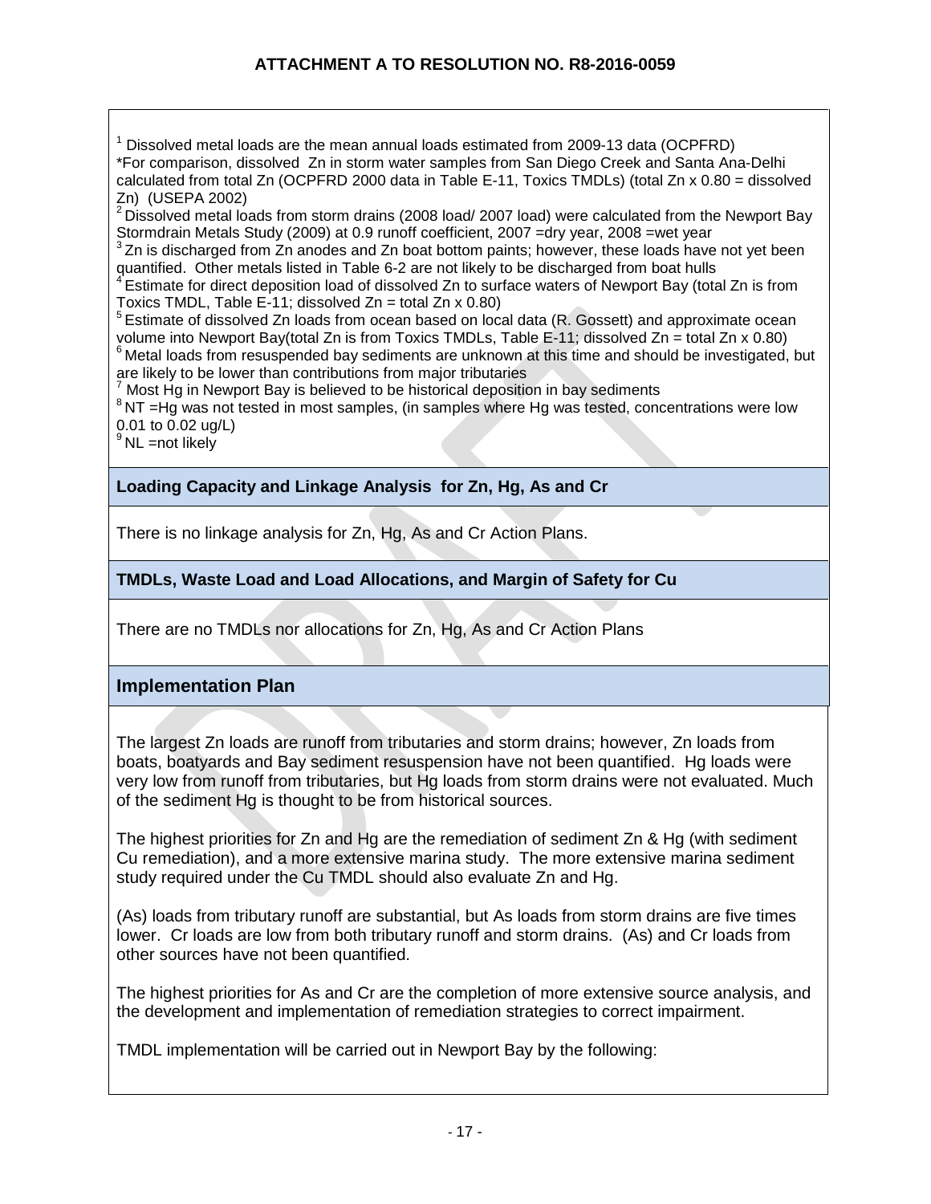**ATTACHMENT A TO RESOLUTION NO. R8-2016-0059**

[1] Dissolved metal loads are the mean annual loads estimated from 2009-13 data (OCPFRD)
*For comparison, dissolved Zn in storm water samples from San Diego Creek and Santa Ana-Delhi calculated from total Zn (OCPFRD 2000 data in Table E-11, Toxics TMDLs) (total Zn x 0.80 = dissolved Zn) (USEPA 2002)
[2] Dissolved metal loads from storm drains (2008 load/ 2007 load) were calculated from the Newport Bay Stormdrain Metals Study (2009) at 0.9 runoff coefficient, 2007 =dry year, 2008 =wet year
[3] Zn is discharged from Zn anodes and Zn boat bottom paints; however, these loads have not yet been quantified. Other metals listed in Table 6-2 are not likely to be discharged from boat hulls
[4] Estimate for direct deposition load of dissolved Zn to surface waters of Newport Bay (total Zn is from Toxics TMDL, Table E-11; dissolved Zn = total Zn x 0.80)
[5] Estimate of dissolved Zn loads from ocean based on local data (R. Gossett) and approximate ocean volume into Newport Bay(total Zn is from Toxics TMDLs, Table E-11; dissolved Zn = total Zn x 0.80)
[6] Metal loads from resuspended bay sediments are unknown at this time and should be investigated, but are likely to be lower than contributions from major tributaries
[7] Most Hg in Newport Bay is believed to be historical deposition in bay sediments
[8] NT =Hg was not tested in most samples, (in samples where Hg was tested, concentrations were low 0.01 to 0.02 ug/L)
[9] NL =not likely

### Loading Capacity and Linkage Analysis for Zn, Hg, As and Cr

There is no linkage analysis for Zn, Hg, As and Cr Action Plans.

### TMDLs, Waste Load and Load Allocations, and Margin of Safety for Cu

There are no TMDLs nor allocations for Zn, Hg, As and Cr Action Plans

### Implementation Plan

The largest Zn loads are runoff from tributaries and storm drains; however, Zn loads from boats, boatyards and Bay sediment resuspension have not been quantified. Hg loads were very low from runoff from tributaries, but Hg loads from storm drains were not evaluated. Much of the sediment Hg is thought to be from historical sources.

The highest priorities for Zn and Hg are the remediation of sediment Zn & Hg (with sediment Cu remediation), and a more extensive marina study. The more extensive marina sediment study required under the Cu TMDL should also evaluate Zn and Hg.

(As) loads from tributary runoff are substantial, but As loads from storm drains are five times lower. Cr loads are low from both tributary runoff and storm drains. (As) and Cr loads from other sources have not been quantified.

The highest priorities for As and Cr are the completion of more extensive source analysis, and the development and implementation of remediation strategies to correct impairment.

TMDL implementation will be carried out in Newport Bay by the following: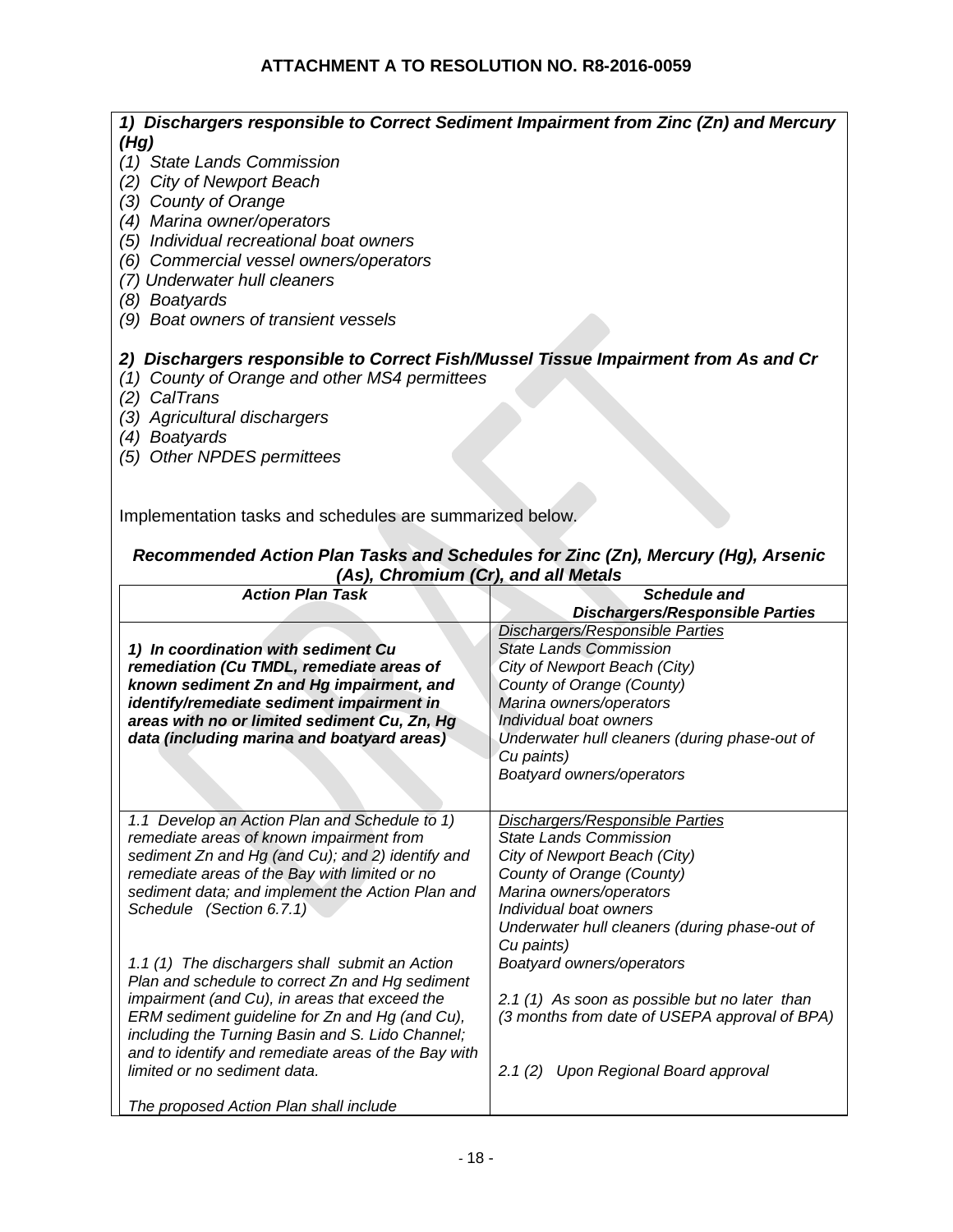## ATTACHMENT A TO RESOLUTION NO. R8-2016-0059

***1) Dischargers responsible to Correct Sediment Impairment from Zinc (Zn) and Mercury (Hg)***

*(1) State Lands Commission*
*(2) City of Newport Beach*
*(3) County of Orange*
*(4) Marina owner/operators*
*(5) Individual recreational boat owners*
*(6) Commercial vessel owners/operators*
*(7) Underwater hull cleaners*
*(8) Boatyards*
*(9) Boat owners of transient vessels*

***2) Dischargers responsible to Correct Fish/Mussel Tissue Impairment from As and Cr***

*(1) County of Orange and other MS4 permittees*
*(2) CalTrans*
*(3) Agricultural dischargers*
*(4) Boatyards*
*(5) Other NPDES permittees*

Implementation tasks and schedules are summarized below.

***Recommended Action Plan Tasks and Schedules for Zinc (Zn), Mercury (Hg), Arsenic (As), Chromium (Cr), and all Metals***

| ***Action Plan Task*** | ***Schedule and Dischargers/Responsible Parties*** |
|---|---|
| ***1) In coordination with sediment Cu remediation (Cu TMDL, remediate areas of known sediment Zn and Hg impairment, and identify/remediate sediment impairment in areas with no or limited sediment Cu, Zn, Hg data (including marina and boatyard areas)*** | *Dischargers/Responsible Parties*<br>*State Lands Commission*<br>*City of Newport Beach (City)*<br>*County of Orange (County)*<br>*Marina owners/operators*<br>*Individual boat owners*<br>*Underwater hull cleaners (during phase-out of Cu paints)*<br>*Boatyard owners/operators* |
| *1.1 Develop an Action Plan and Schedule to 1) remediate areas of known impairment from sediment Zn and Hg (and Cu); and 2) identify and remediate areas of the Bay with limited or no sediment data; and implement the Action Plan and Schedule (Section 6.7.1)*<br><br>*1.1 (1) The dischargers shall submit an Action Plan and schedule to correct Zn and Hg sediment impairment (and Cu), in areas that exceed the ERM sediment guideline for Zn and Hg (and Cu), including the Turning Basin and S. Lido Channel; and to identify and remediate areas of the Bay with limited or no sediment data.*<br><br>*The proposed Action Plan shall include* | *Dischargers/Responsible Parties*<br>*State Lands Commission*<br>*City of Newport Beach (City)*<br>*County of Orange (County)*<br>*Marina owners/operators*<br>*Individual boat owners*<br>*Underwater hull cleaners (during phase-out of Cu paints)*<br>*Boatyard owners/operators*<br><br>*2.1 (1) As soon as possible but no later than (3 months from date of USEPA approval of BPA)*<br><br>*2.1 (2) Upon Regional Board approval* |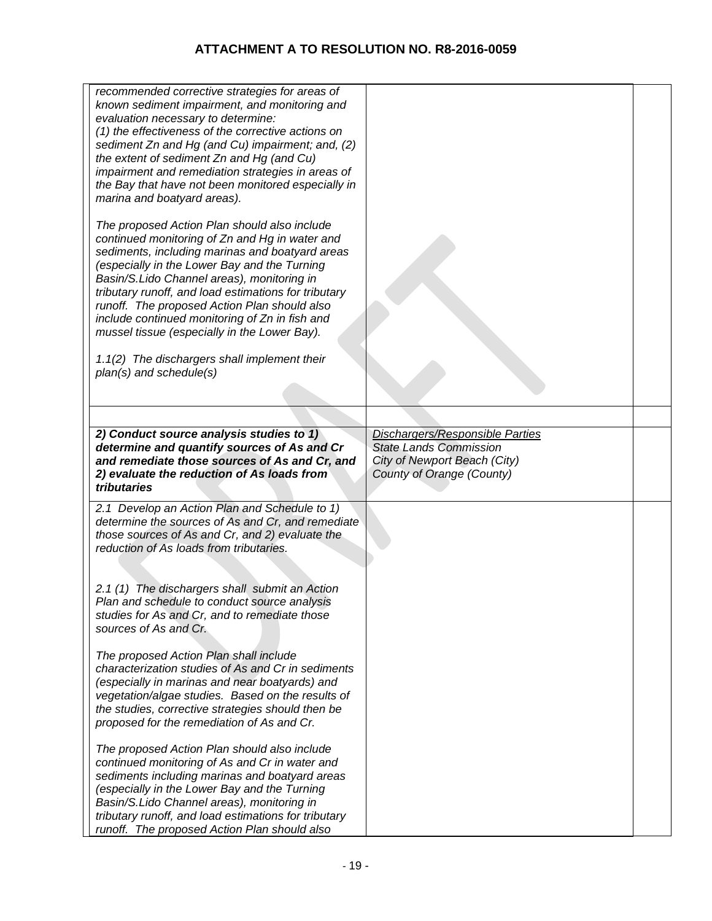# ATTACHMENT A TO RESOLUTION NO. R8-2016-0059

| | | |
|---|---|---|
| *recommended corrective strategies for areas of known sediment impairment, and monitoring and evaluation necessary to determine:*<br>*(1) the effectiveness of the corrective actions on sediment Zn and Hg (and Cu) impairment; and, (2) the extent of sediment Zn and Hg (and Cu) impairment and remediation strategies in areas of the Bay that have not been monitored especially in marina and boatyard areas).*<br><br>*The proposed Action Plan should also include continued monitoring of Zn and Hg in water and sediments, including marinas and boatyard areas (especially in the Lower Bay and the Turning Basin/S.Lido Channel areas), monitoring in tributary runoff, and load estimations for tributary runoff. The proposed Action Plan should also include continued monitoring of Zn in fish and mussel tissue (especially in the Lower Bay).*<br><br>*1.1(2) The dischargers shall implement their plan(s) and schedule(s)* | | |
| | | |
| ***2) Conduct source analysis studies to 1) determine and quantify sources of As and Cr and remediate those sources of As and Cr, and 2) evaluate the reduction of As loads from tributaries*** | *Dischargers/Responsible Parties*<br>*State Lands Commission*<br>*City of Newport Beach (City)*<br>*County of Orange (County)* | |
| *2.1 Develop an Action Plan and Schedule to 1) determine the sources of As and Cr, and remediate those sources of As and Cr, and 2) evaluate the reduction of As loads from tributaries.*<br><br>*2.1 (1) The dischargers shall submit an Action Plan and schedule to conduct source analysis studies for As and Cr, and to remediate those sources of As and Cr.*<br><br>*The proposed Action Plan shall include characterization studies of As and Cr in sediments (especially in marinas and near boatyards) and vegetation/algae studies. Based on the results of the studies, corrective strategies should then be proposed for the remediation of As and Cr.*<br><br>*The proposed Action Plan should also include continued monitoring of As and Cr in water and sediments including marinas and boatyard areas (especially in the Lower Bay and the Turning Basin/S.Lido Channel areas), monitoring in tributary runoff, and load estimations for tributary runoff. The proposed Action Plan should also* | | |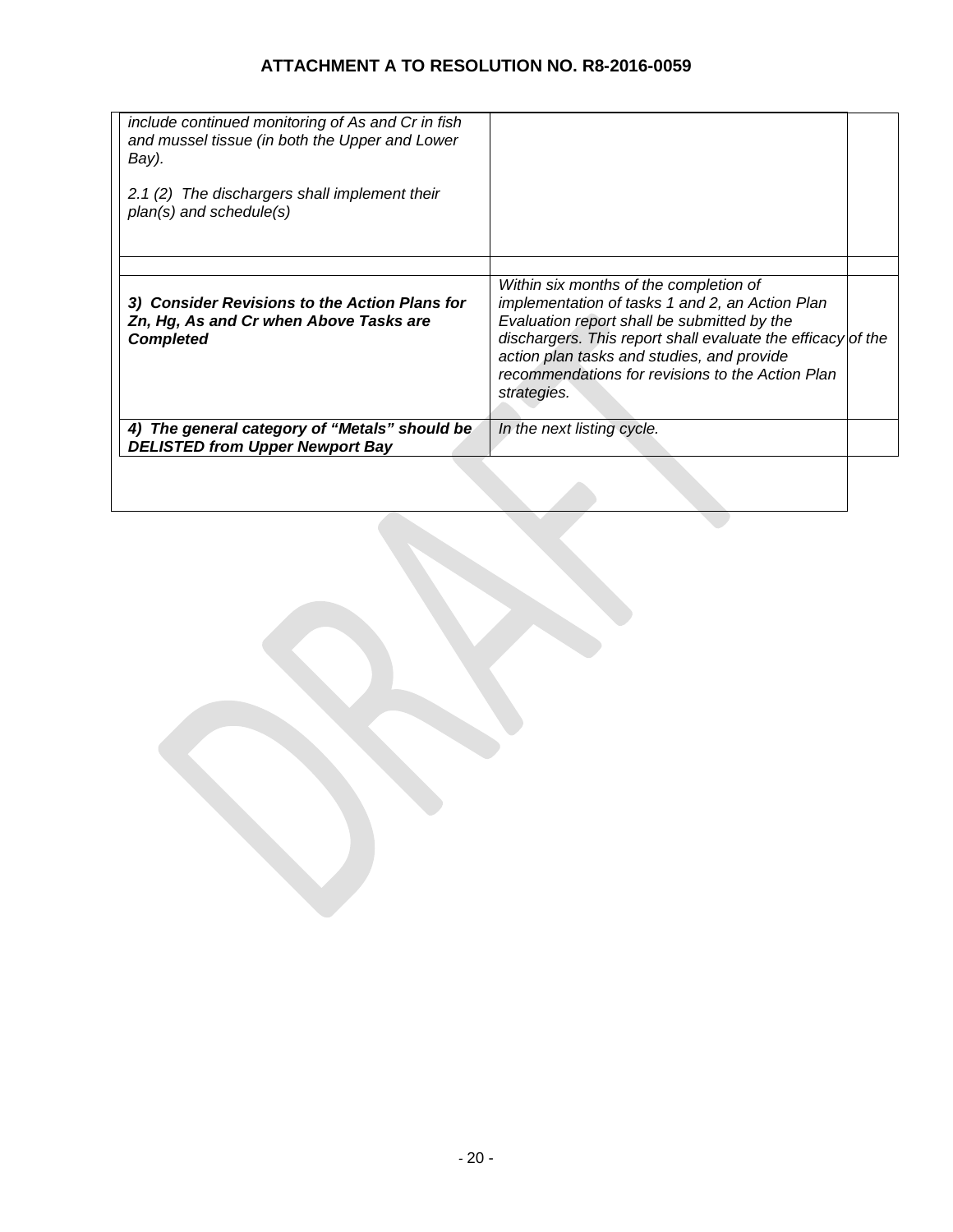| | | |
|---|---|---|
| *include continued monitoring of As and Cr in fish and mussel tissue (in both the Upper and Lower Bay).*<br><br>*2.1 (2) The dischargers shall implement their plan(s) and schedule(s)* | | |
| | | |
| ***3) Consider Revisions to the Action Plans for Zn, Hg, As and Cr when Above Tasks are Completed*** | *Within six months of the completion of implementation of tasks 1 and 2, an Action Plan Evaluation report shall be submitted by the dischargers. This report shall evaluate the efficacy of the action plan tasks and studies, and provide recommendations for revisions to the Action Plan strategies.* | |
| ***4) The general category of "Metals" should be DELISTED from Upper Newport Bay*** | *In the next listing cycle.* | |
| | | |